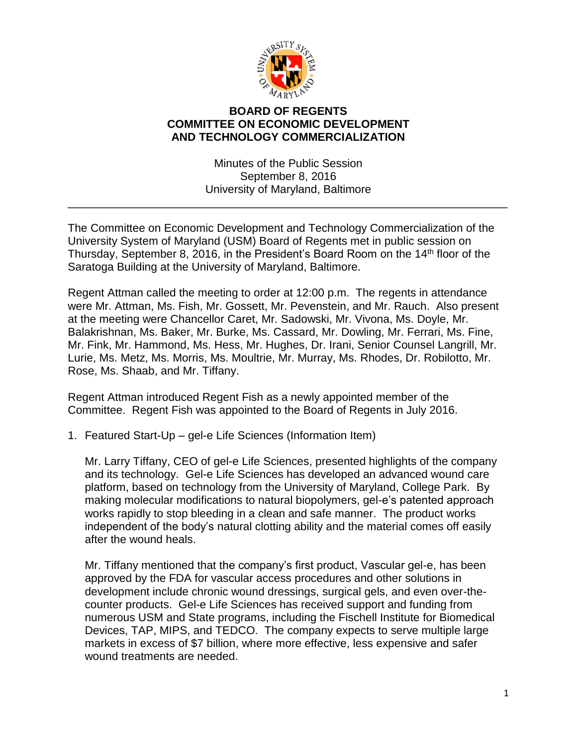**BOARD OF REGENTS**
**COMMITTEE ON ECONOMIC DEVELOPMENT**
**AND TECHNOLOGY COMMERCIALIZATION**

Minutes of the Public Session
September 8, 2016
University of Maryland, Baltimore

---

The Committee on Economic Development and Technology Commercialization of the University System of Maryland (USM) Board of Regents met in public session on Thursday, September 8, 2016, in the President's Board Room on the 14th floor of the Saratoga Building at the University of Maryland, Baltimore.

Regent Attman called the meeting to order at 12:00 p.m. The regents in attendance were Mr. Attman, Ms. Fish, Mr. Gossett, Mr. Pevenstein, and Mr. Rauch. Also present at the meeting were Chancellor Caret, Mr. Sadowski, Mr. Vivona, Ms. Doyle, Mr. Balakrishnan, Ms. Baker, Mr. Burke, Ms. Cassard, Mr. Dowling, Mr. Ferrari, Ms. Fine, Mr. Fink, Mr. Hammond, Ms. Hess, Mr. Hughes, Dr. Irani, Senior Counsel Langrill, Mr. Lurie, Ms. Metz, Ms. Morris, Ms. Moultrie, Mr. Murray, Ms. Rhodes, Dr. Robilotto, Mr. Rose, Ms. Shaab, and Mr. Tiffany.

Regent Attman introduced Regent Fish as a newly appointed member of the Committee. Regent Fish was appointed to the Board of Regents in July 2016.

1. Featured Start-Up – gel-e Life Sciences (Information Item)

   Mr. Larry Tiffany, CEO of gel-e Life Sciences, presented highlights of the company and its technology. Gel-e Life Sciences has developed an advanced wound care platform, based on technology from the University of Maryland, College Park. By making molecular modifications to natural biopolymers, gel-e's patented approach works rapidly to stop bleeding in a clean and safe manner. The product works independent of the body's natural clotting ability and the material comes off easily after the wound heals.

   Mr. Tiffany mentioned that the company's first product, Vascular gel-e, has been approved by the FDA for vascular access procedures and other solutions in development include chronic wound dressings, surgical gels, and even over-the-counter products. Gel-e Life Sciences has received support and funding from numerous USM and State programs, including the Fischell Institute for Biomedical Devices, TAP, MIPS, and TEDCO. The company expects to serve multiple large markets in excess of $7 billion, where more effective, less expensive and safer wound treatments are needed.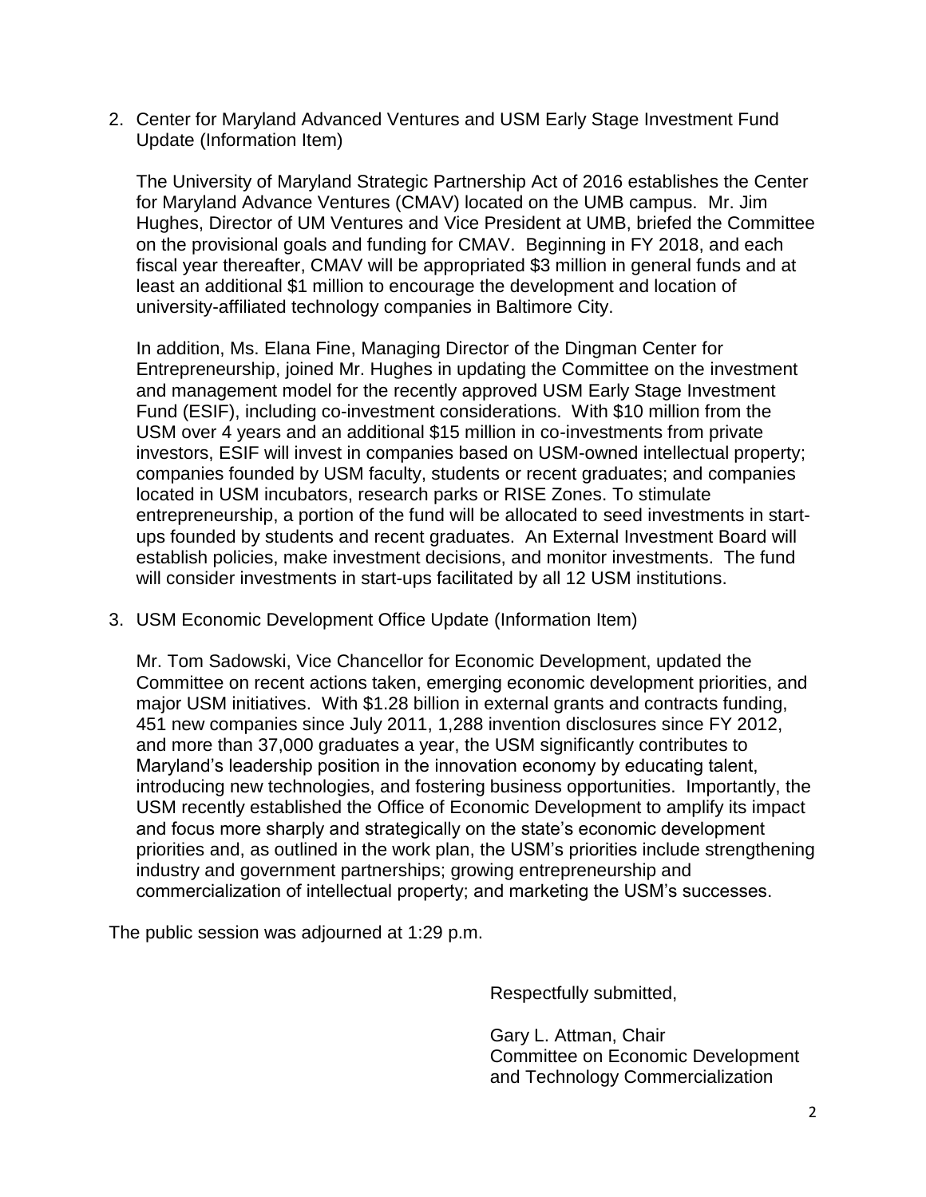2. Center for Maryland Advanced Ventures and USM Early Stage Investment Fund Update (Information Item)

   The University of Maryland Strategic Partnership Act of 2016 establishes the Center for Maryland Advance Ventures (CMAV) located on the UMB campus. Mr. Jim Hughes, Director of UM Ventures and Vice President at UMB, briefed the Committee on the provisional goals and funding for CMAV. Beginning in FY 2018, and each fiscal year thereafter, CMAV will be appropriated $3 million in general funds and at least an additional $1 million to encourage the development and location of university-affiliated technology companies in Baltimore City.

   In addition, Ms. Elana Fine, Managing Director of the Dingman Center for Entrepreneurship, joined Mr. Hughes in updating the Committee on the investment and management model for the recently approved USM Early Stage Investment Fund (ESIF), including co-investment considerations. With $10 million from the USM over 4 years and an additional $15 million in co-investments from private investors, ESIF will invest in companies based on USM-owned intellectual property; companies founded by USM faculty, students or recent graduates; and companies located in USM incubators, research parks or RISE Zones. To stimulate entrepreneurship, a portion of the fund will be allocated to seed investments in start-ups founded by students and recent graduates. An External Investment Board will establish policies, make investment decisions, and monitor investments. The fund will consider investments in start-ups facilitated by all 12 USM institutions.

3. USM Economic Development Office Update (Information Item)

   Mr. Tom Sadowski, Vice Chancellor for Economic Development, updated the Committee on recent actions taken, emerging economic development priorities, and major USM initiatives. With $1.28 billion in external grants and contracts funding, 451 new companies since July 2011, 1,288 invention disclosures since FY 2012, and more than 37,000 graduates a year, the USM significantly contributes to Maryland's leadership position in the innovation economy by educating talent, introducing new technologies, and fostering business opportunities. Importantly, the USM recently established the Office of Economic Development to amplify its impact and focus more sharply and strategically on the state's economic development priorities and, as outlined in the work plan, the USM's priorities include strengthening industry and government partnerships; growing entrepreneurship and commercialization of intellectual property; and marketing the USM's successes.

The public session was adjourned at 1:29 p.m.

Respectfully submitted,

Gary L. Attman, Chair
Committee on Economic Development
and Technology Commercialization